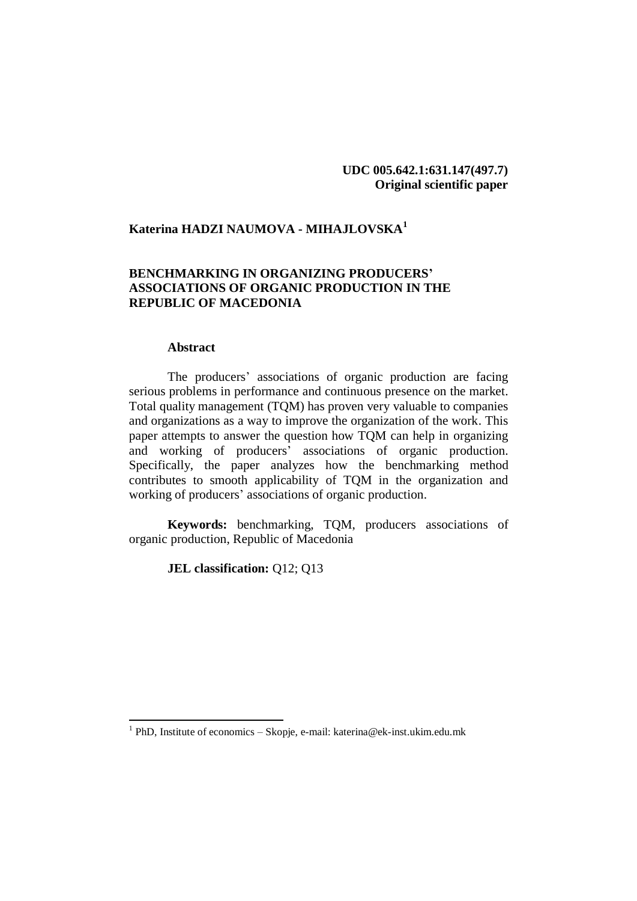**UDC 005.642.1:631.147(497.7)**
**Original scientific paper**

**Katerina HADZI NAUMOVA - MIHAJLOVSKA**[1]

# BENCHMARKING IN ORGANIZING PRODUCERS' ASSOCIATIONS OF ORGANIC PRODUCTION IN THE REPUBLIC OF MACEDONIA

## Abstract

The producers' associations of organic production are facing serious problems in performance and continuous presence on the market. Total quality management (TQM) has proven very valuable to companies and organizations as a way to improve the organization of the work. This paper attempts to answer the question how TQM can help in organizing and working of producers' associations of organic production. Specifically, the paper analyzes how the benchmarking method contributes to smooth applicability of TQM in the organization and working of producers' associations of organic production.

**Keywords:** benchmarking, TQM, producers associations of organic production, Republic of Macedonia

**JEL classification:** Q12; Q13

---

[1] PhD, Institute of economics – Skopje, e-mail: katerina@ek-inst.ukim.edu.mk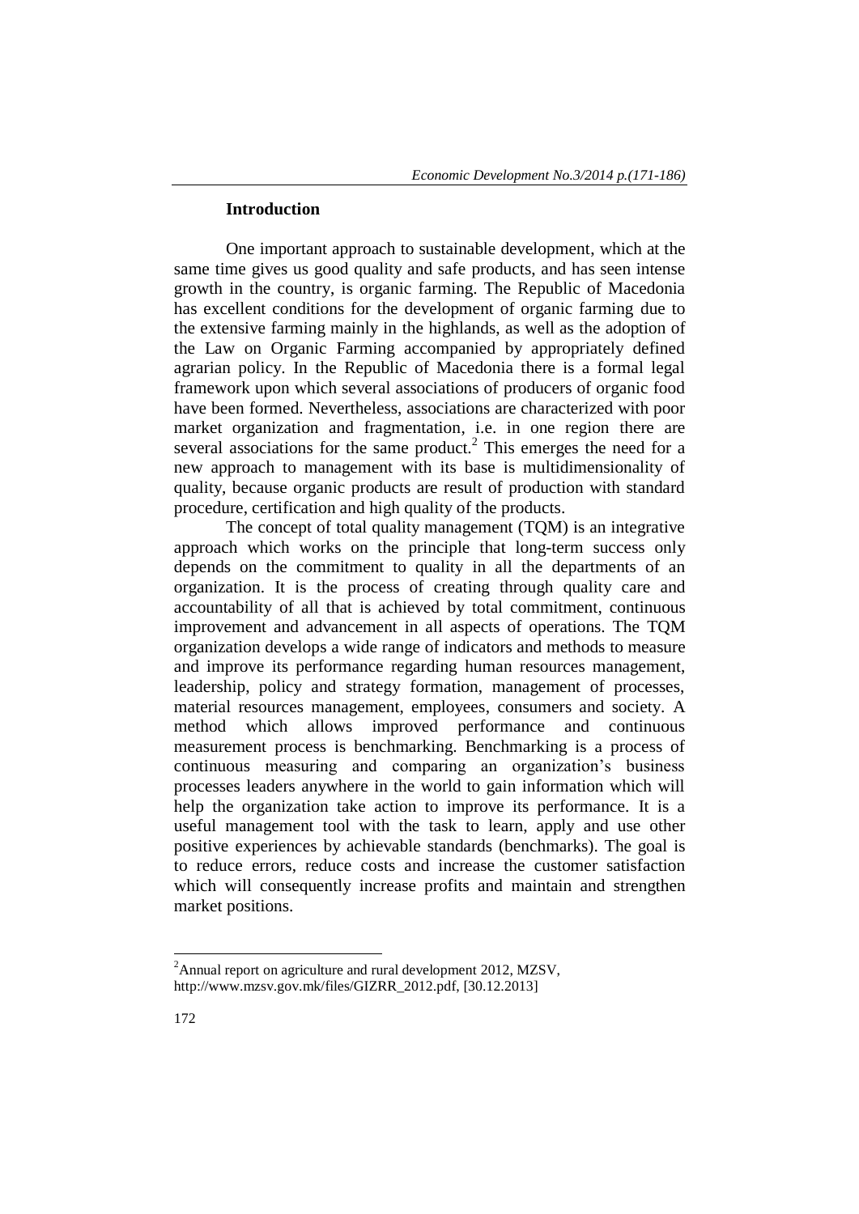## Introduction

One important approach to sustainable development, which at the same time gives us good quality and safe products, and has seen intense growth in the country, is organic farming. The Republic of Macedonia has excellent conditions for the development of organic farming due to the extensive farming mainly in the highlands, as well as the adoption of the Law on Organic Farming accompanied by appropriately defined agrarian policy. In the Republic of Macedonia there is a formal legal framework upon which several associations of producers of organic food have been formed. Nevertheless, associations are characterized with poor market organization and fragmentation, i.e. in one region there are several associations for the same product.[2] This emerges the need for a new approach to management with its base is multidimensionality of quality, because organic products are result of production with standard procedure, certification and high quality of the products.

The concept of total quality management (TQM) is an integrative approach which works on the principle that long-term success only depends on the commitment to quality in all the departments of an organization. It is the process of creating through quality care and accountability of all that is achieved by total commitment, continuous improvement and advancement in all aspects of operations. The TQM organization develops a wide range of indicators and methods to measure and improve its performance regarding human resources management, leadership, policy and strategy formation, management of processes, material resources management, employees, consumers and society. A method which allows improved performance and continuous measurement process is benchmarking. Benchmarking is a process of continuous measuring and comparing an organization's business processes leaders anywhere in the world to gain information which will help the organization take action to improve its performance. It is a useful management tool with the task to learn, apply and use other positive experiences by achievable standards (benchmarks). The goal is to reduce errors, reduce costs and increase the customer satisfaction which will consequently increase profits and maintain and strengthen market positions.

[2] Annual report on agriculture and rural development 2012, MZSV, http://www.mzsv.gov.mk/files/GIZRR_2012.pdf, [30.12.2013]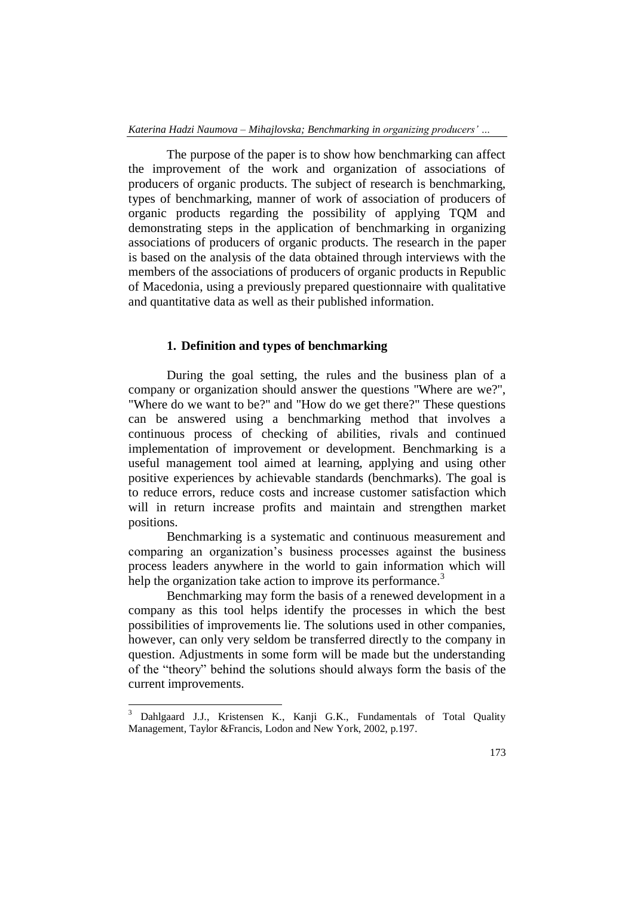The purpose of the paper is to show how benchmarking can affect the improvement of the work and organization of associations of producers of organic products. The subject of research is benchmarking, types of benchmarking, manner of work of association of producers of organic products regarding the possibility of applying TQM and demonstrating steps in the application of benchmarking in organizing associations of producers of organic products. The research in the paper is based on the analysis of the data obtained through interviews with the members of the associations of producers of organic products in Republic of Macedonia, using a previously prepared questionnaire with qualitative and quantitative data as well as their published information.

## 1. Definition and types of benchmarking

During the goal setting, the rules and the business plan of a company or organization should answer the questions "Where are we?", "Where do we want to be?" and "How do we get there?" These questions can be answered using a benchmarking method that involves a continuous process of checking of abilities, rivals and continued implementation of improvement or development. Benchmarking is a useful management tool aimed at learning, applying and using other positive experiences by achievable standards (benchmarks). The goal is to reduce errors, reduce costs and increase customer satisfaction which will in return increase profits and maintain and strengthen market positions.

Benchmarking is a systematic and continuous measurement and comparing an organization's business processes against the business process leaders anywhere in the world to gain information which will help the organization take action to improve its performance.[3]

Benchmarking may form the basis of a renewed development in a company as this tool helps identify the processes in which the best possibilities of improvements lie. The solutions used in other companies, however, can only very seldom be transferred directly to the company in question. Adjustments in some form will be made but the understanding of the "theory" behind the solutions should always form the basis of the current improvements.

---

[3] Dahlgaard J.J., Kristensen K., Kanji G.K., Fundamentals of Total Quality Management, Taylor &Francis, Lodon and New York, 2002, p.197.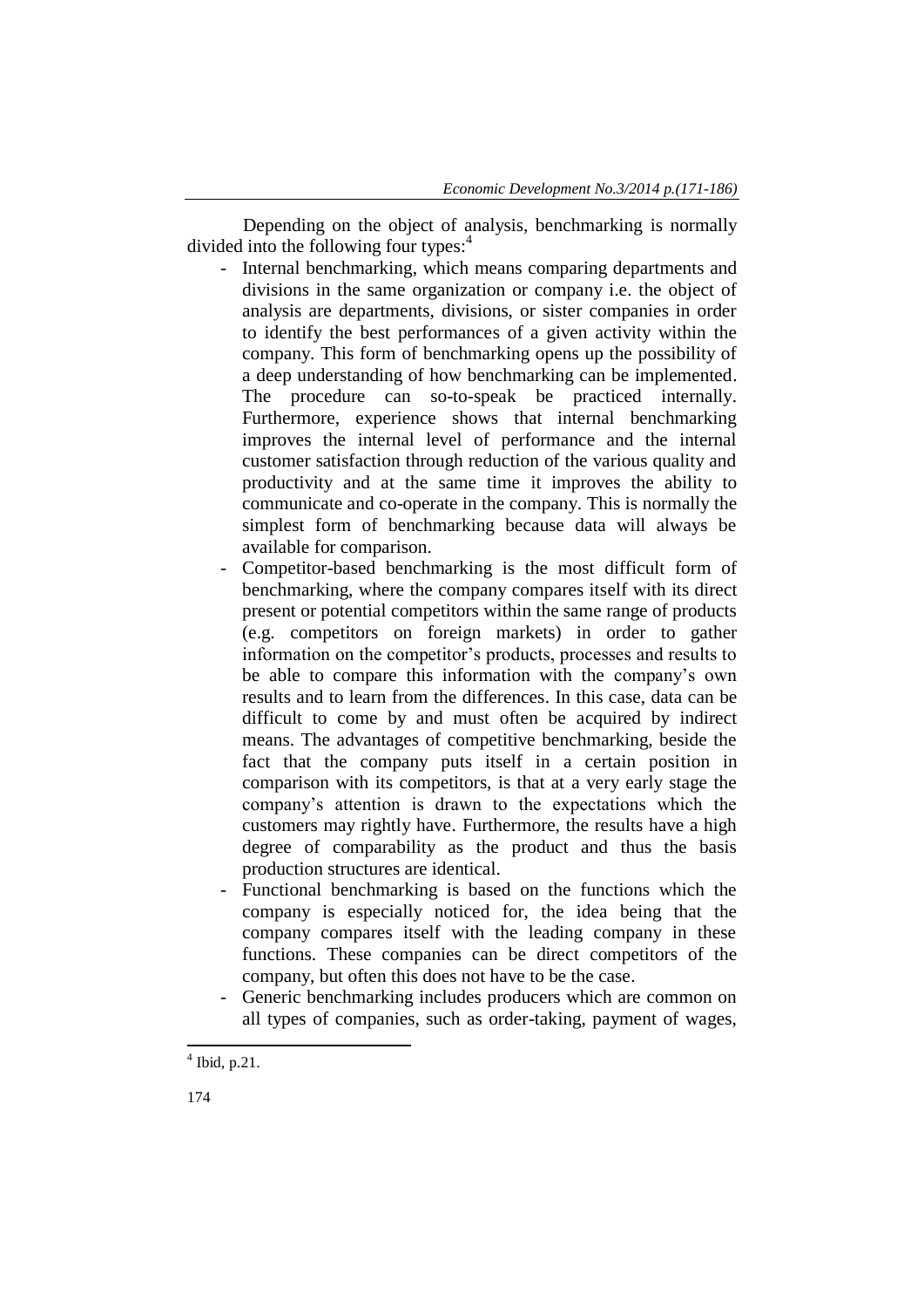Depending on the object of analysis, benchmarking is normally divided into the following four types:[4]

- Internal benchmarking, which means comparing departments and divisions in the same organization or company i.e. the object of analysis are departments, divisions, or sister companies in order to identify the best performances of a given activity within the company. This form of benchmarking opens up the possibility of a deep understanding of how benchmarking can be implemented. The procedure can so-to-speak be practiced internally. Furthermore, experience shows that internal benchmarking improves the internal level of performance and the internal customer satisfaction through reduction of the various quality and productivity and at the same time it improves the ability to communicate and co-operate in the company. This is normally the simplest form of benchmarking because data will always be available for comparison.
- Competitor-based benchmarking is the most difficult form of benchmarking, where the company compares itself with its direct present or potential competitors within the same range of products (e.g. competitors on foreign markets) in order to gather information on the competitor's products, processes and results to be able to compare this information with the company's own results and to learn from the differences. In this case, data can be difficult to come by and must often be acquired by indirect means. The advantages of competitive benchmarking, beside the fact that the company puts itself in a certain position in comparison with its competitors, is that at a very early stage the company's attention is drawn to the expectations which the customers may rightly have. Furthermore, the results have a high degree of comparability as the product and thus the basis production structures are identical.
- Functional benchmarking is based on the functions which the company is especially noticed for, the idea being that the company compares itself with the leading company in these functions. These companies can be direct competitors of the company, but often this does not have to be the case.
- Generic benchmarking includes producers which are common on all types of companies, such as order-taking, payment of wages,

[4] Ibid, p.21.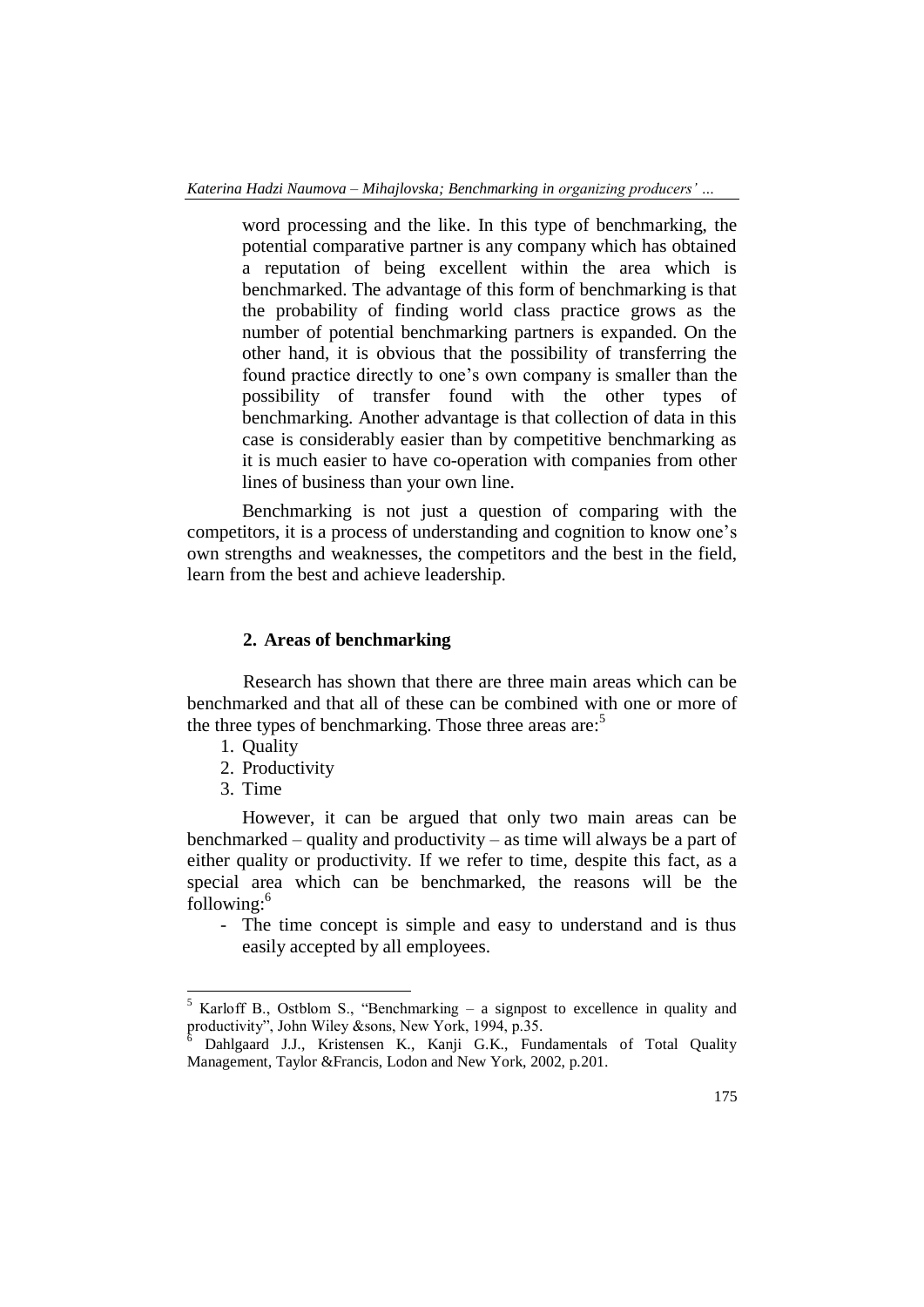word processing and the like. In this type of benchmarking, the potential comparative partner is any company which has obtained a reputation of being excellent within the area which is benchmarked. The advantage of this form of benchmarking is that the probability of finding world class practice grows as the number of potential benchmarking partners is expanded. On the other hand, it is obvious that the possibility of transferring the found practice directly to one's own company is smaller than the possibility of transfer found with the other types of benchmarking. Another advantage is that collection of data in this case is considerably easier than by competitive benchmarking as it is much easier to have co-operation with companies from other lines of business than your own line.

Benchmarking is not just a question of comparing with the competitors, it is a process of understanding and cognition to know one's own strengths and weaknesses, the competitors and the best in the field, learn from the best and achieve leadership.

## 2. Areas of benchmarking

Research has shown that there are three main areas which can be benchmarked and that all of these can be combined with one or more of the three types of benchmarking. Those three areas are:[5]

1. Quality
2. Productivity
3. Time

However, it can be argued that only two main areas can be benchmarked – quality and productivity – as time will always be a part of either quality or productivity. If we refer to time, despite this fact, as a special area which can be benchmarked, the reasons will be the following:[6]

- The time concept is simple and easy to understand and is thus easily accepted by all employees.

---

[5] Karloff B., Ostblom S., "Benchmarking – a signpost to excellence in quality and productivity", John Wiley &sons, New York, 1994, p.35.

[6] Dahlgaard J.J., Kristensen K., Kanji G.K., Fundamentals of Total Quality Management, Taylor &Francis, Lodon and New York, 2002, p.201.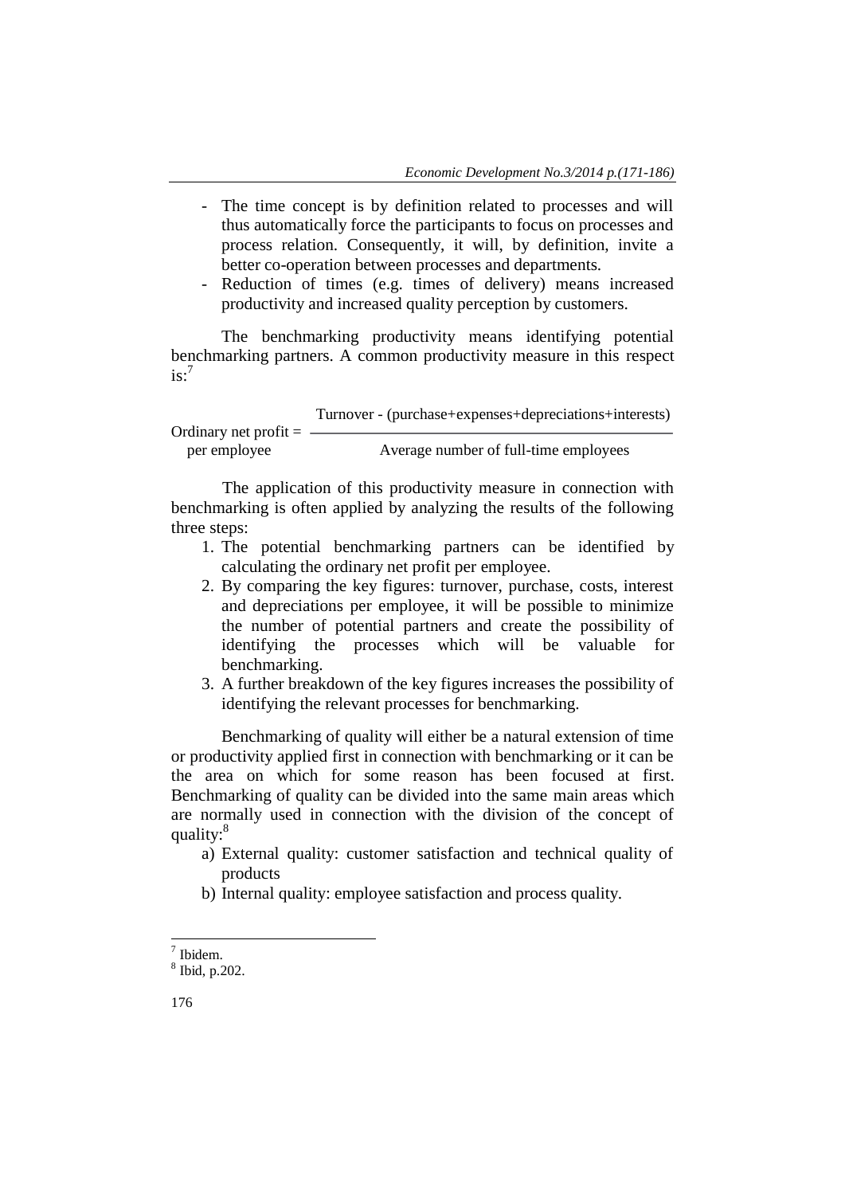- The time concept is by definition related to processes and will thus automatically force the participants to focus on processes and process relation. Consequently, it will, by definition, invite a better co-operation between processes and departments.
- Reduction of times (e.g. times of delivery) means increased productivity and increased quality perception by customers.

The benchmarking productivity means identifying potential benchmarking partners. A common productivity measure in this respect is:[7]

$$\text{Ordinary net profit per employee} = \frac{\text{Turnover - (purchase+expenses+depreciations+interests)}}{\text{Average number of full-time employees}}$$

The application of this productivity measure in connection with benchmarking is often applied by analyzing the results of the following three steps:

1. The potential benchmarking partners can be identified by calculating the ordinary net profit per employee.
2. By comparing the key figures: turnover, purchase, costs, interest and depreciations per employee, it will be possible to minimize the number of potential partners and create the possibility of identifying the processes which will be valuable for benchmarking.
3. A further breakdown of the key figures increases the possibility of identifying the relevant processes for benchmarking.

Benchmarking of quality will either be a natural extension of time or productivity applied first in connection with benchmarking or it can be the area on which for some reason has been focused at first. Benchmarking of quality can be divided into the same main areas which are normally used in connection with the division of the concept of quality:[8]

a) External quality: customer satisfaction and technical quality of products
b) Internal quality: employee satisfaction and process quality.

[7] Ibidem.
[8] Ibid, p.202.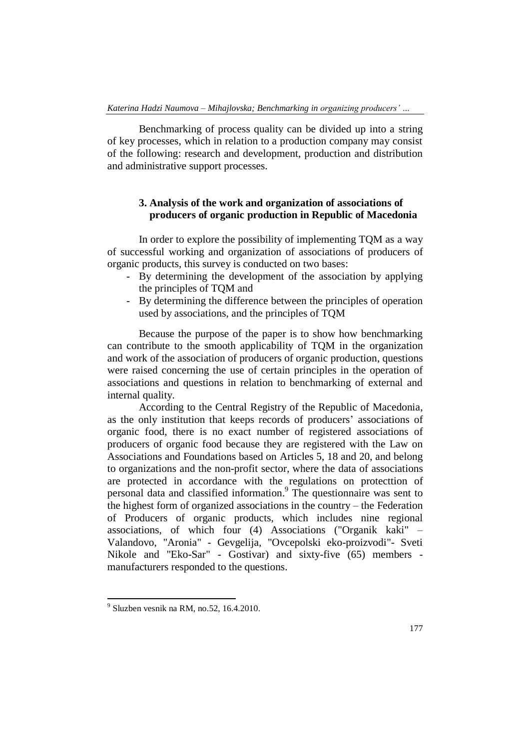Benchmarking of process quality can be divided up into a string of key processes, which in relation to a production company may consist of the following: research and development, production and distribution and administrative support processes.

## 3. Analysis of the work and organization of associations of producers of organic production in Republic of Macedonia

In order to explore the possibility of implementing TQM as a way of successful working and organization of associations of producers of organic products, this survey is conducted on two bases:

- By determining the development of the association by applying the principles of TQM and
- By determining the difference between the principles of operation used by associations, and the principles of TQM

Because the purpose of the paper is to show how benchmarking can contribute to the smooth applicability of TQM in the organization and work of the association of producers of organic production, questions were raised concerning the use of certain principles in the operation of associations and questions in relation to benchmarking of external and internal quality.

According to the Central Registry of the Republic of Macedonia, as the only institution that keeps records of producers' associations of organic food, there is no exact number of registered associations of producers of organic food because they are registered with the Law on Associations and Foundations based on Articles 5, 18 and 20, and belong to organizations and the non-profit sector, where the data of associations are protected in accordance with the regulations on protecttion of personal data and classified information.[9] The questionnaire was sent to the highest form of organized associations in the country – the Federation of Producers of organic products, which includes nine regional associations, of which four (4) Associations ("Organik kaki" – Valandovo, "Aronia" - Gevgelija, "Ovcepolski eko-proizvodi"- Sveti Nikole and "Eko-Sar" - Gostivar) and sixty-five (65) members - manufacturers responded to the questions.

---

[9] Sluzben vesnik na RM, no.52, 16.4.2010.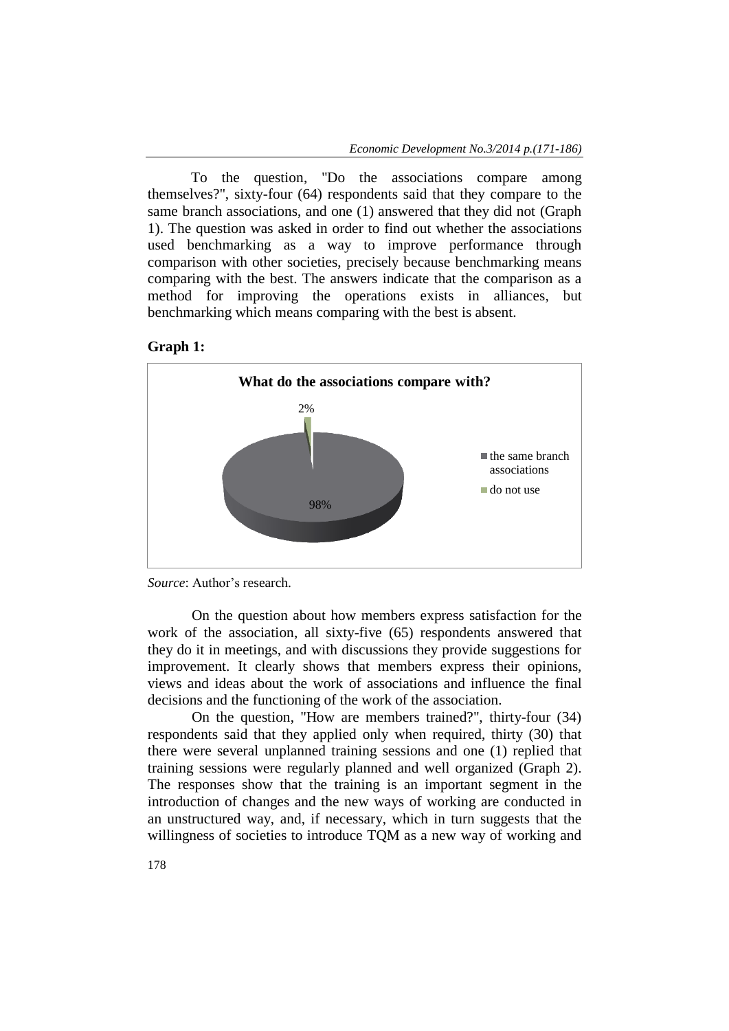To the question, "Do the associations compare among themselves?", sixty-four (64) respondents said that they compare to the same branch associations, and one (1) answered that they did not (Graph 1). The question was asked in order to find out whether the associations used benchmarking as a way to improve performance through comparison with other societies, precisely because benchmarking means comparing with the best. The answers indicate that the comparison as a method for improving the operations exists in alliances, but benchmarking which means comparing with the best is absent.

**Graph 1:**

**What do the associations compare with?**

- the same branch associations: 98%
- do not use: 2%

*Source*: Author's research.

On the question about how members express satisfaction for the work of the association, all sixty-five (65) respondents answered that they do it in meetings, and with discussions they provide suggestions for improvement. It clearly shows that members express their opinions, views and ideas about the work of associations and influence the final decisions and the functioning of the work of the association.

On the question, "How are members trained?", thirty-four (34) respondents said that they applied only when required, thirty (30) that there were several unplanned training sessions and one (1) replied that training sessions were regularly planned and well organized (Graph 2). The responses show that the training is an important segment in the introduction of changes and the new ways of working are conducted in an unstructured way, and, if necessary, which in turn suggests that the willingness of societies to introduce TQM as a new way of working and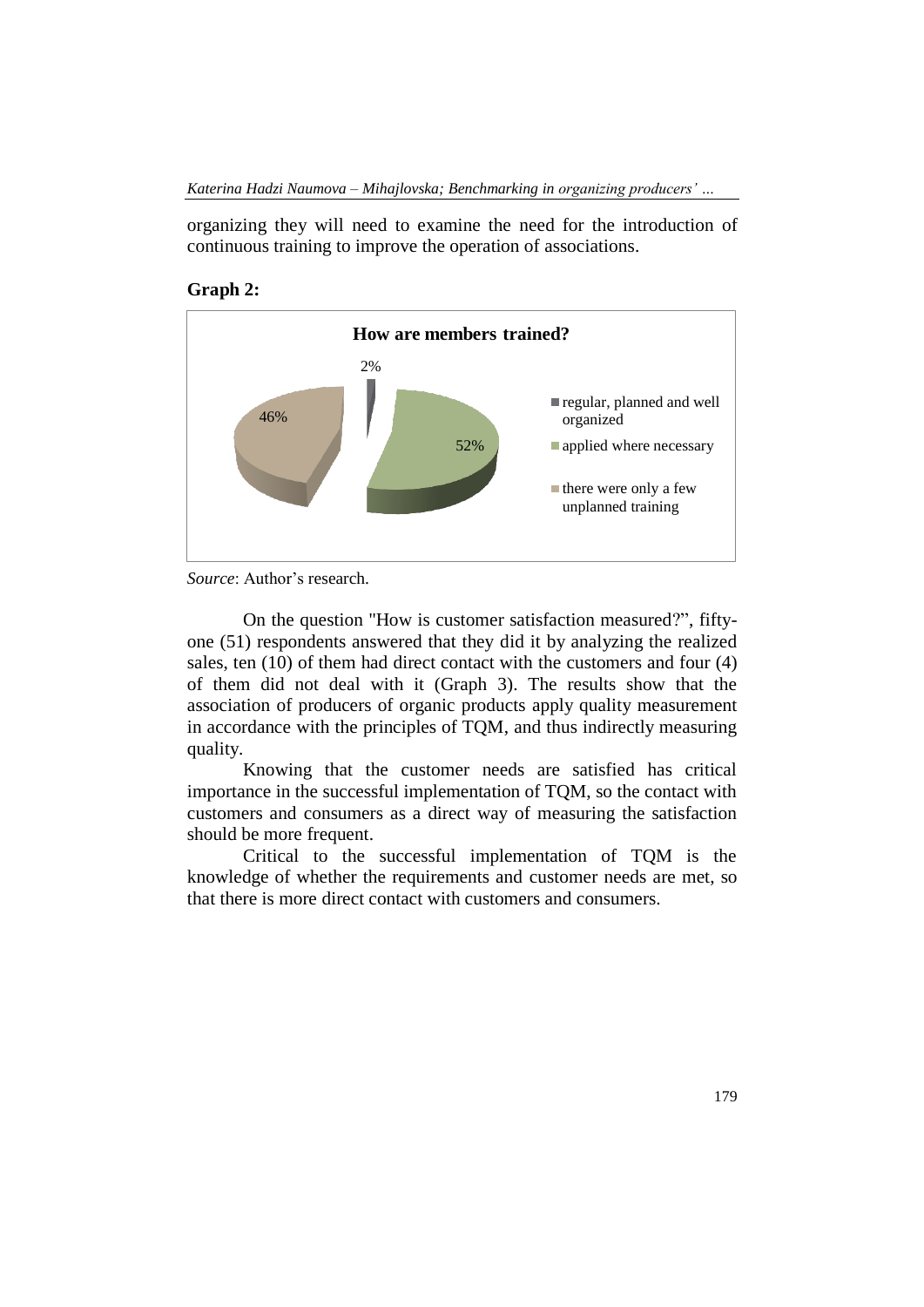organizing they will need to examine the need for the introduction of continuous training to improve the operation of associations.

**Graph 2:**

**How are members trained?**

- regular, planned and well organized: 2%
- applied where necessary: 52%
- there were only a few unplanned training: 46%

*Source*: Author's research.

On the question "How is customer satisfaction measured?", fifty-one (51) respondents answered that they did it by analyzing the realized sales, ten (10) of them had direct contact with the customers and four (4) of them did not deal with it (Graph 3). The results show that the association of producers of organic products apply quality measurement in accordance with the principles of TQM, and thus indirectly measuring quality.

Knowing that the customer needs are satisfied has critical importance in the successful implementation of TQM, so the contact with customers and consumers as a direct way of measuring the satisfaction should be more frequent.

Critical to the successful implementation of TQM is the knowledge of whether the requirements and customer needs are met, so that there is more direct contact with customers and consumers.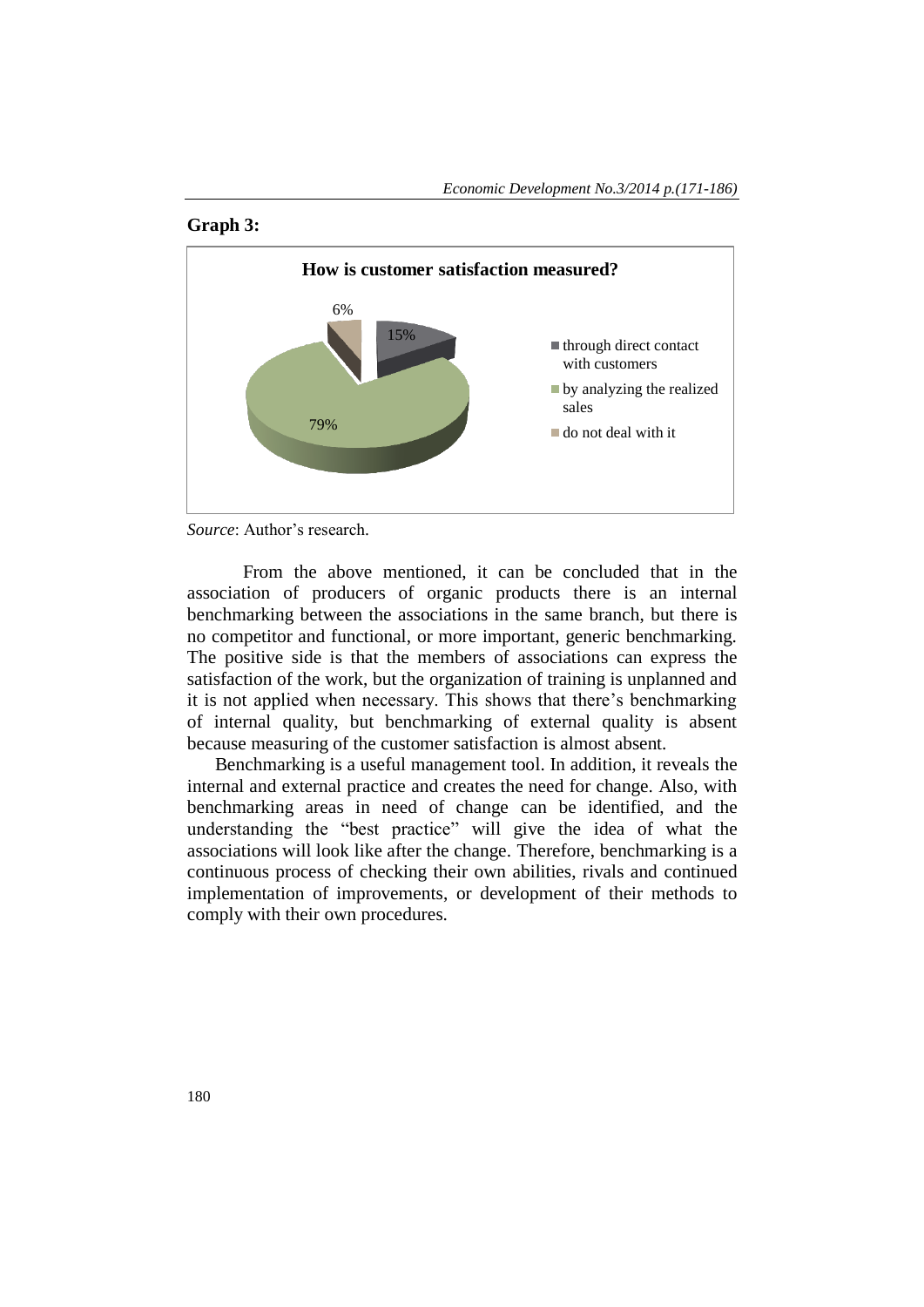**Graph 3:**

**How is customer satisfaction measured?**

- through direct contact with customers: 15%
- by analyzing the realized sales: 79%
- do not deal with it: 6%

*Source*: Author's research.

From the above mentioned, it can be concluded that in the association of producers of organic products there is an internal benchmarking between the associations in the same branch, but there is no competitor and functional, or more important, generic benchmarking. The positive side is that the members of associations can express the satisfaction of the work, but the organization of training is unplanned and it is not applied when necessary. This shows that there's benchmarking of internal quality, but benchmarking of external quality is absent because measuring of the customer satisfaction is almost absent.

Benchmarking is a useful management tool. In addition, it reveals the internal and external practice and creates the need for change. Also, with benchmarking areas in need of change can be identified, and the understanding the "best practice" will give the idea of what the associations will look like after the change. Therefore, benchmarking is a continuous process of checking their own abilities, rivals and continued implementation of improvements, or development of their methods to comply with their own procedures.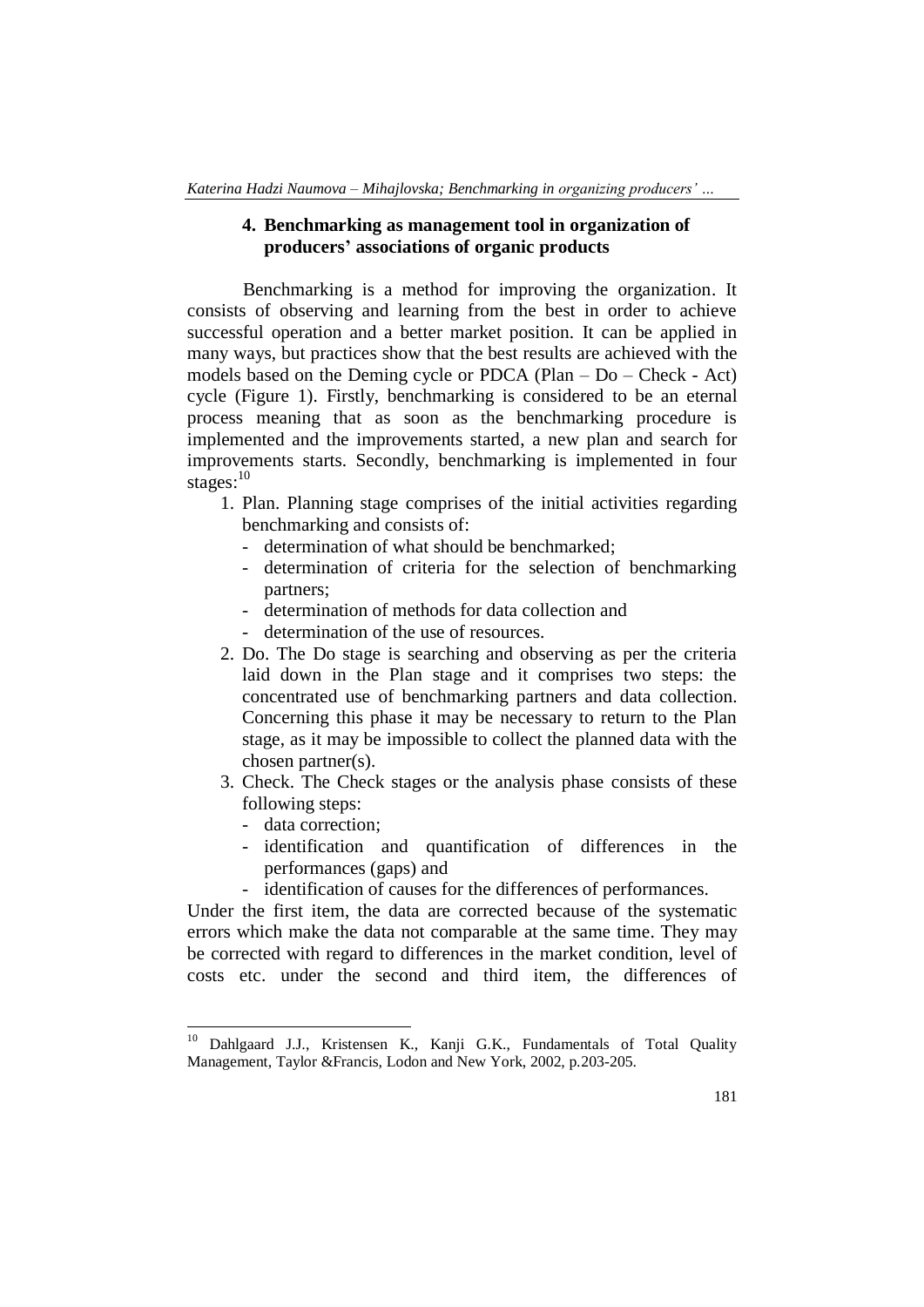## 4. Benchmarking as management tool in organization of producers' associations of organic products

Benchmarking is a method for improving the organization. It consists of observing and learning from the best in order to achieve successful operation and a better market position. It can be applied in many ways, but practices show that the best results are achieved with the models based on the Deming cycle or PDCA (Plan – Do – Check - Act) cycle (Figure 1). Firstly, benchmarking is considered to be an eternal process meaning that as soon as the benchmarking procedure is implemented and the improvements started, a new plan and search for improvements starts. Secondly, benchmarking is implemented in four stages:[10]

1. Plan. Planning stage comprises of the initial activities regarding benchmarking and consists of:
   - determination of what should be benchmarked;
   - determination of criteria for the selection of benchmarking partners;
   - determination of methods for data collection and
   - determination of the use of resources.
2. Do. The Do stage is searching and observing as per the criteria laid down in the Plan stage and it comprises two steps: the concentrated use of benchmarking partners and data collection. Concerning this phase it may be necessary to return to the Plan stage, as it may be impossible to collect the planned data with the chosen partner(s).
3. Check. The Check stages or the analysis phase consists of these following steps:
   - data correction;
   - identification and quantification of differences in the performances (gaps) and
   - identification of causes for the differences of performances.

Under the first item, the data are corrected because of the systematic errors which make the data not comparable at the same time. They may be corrected with regard to differences in the market condition, level of costs etc. under the second and third item, the differences of

[10] Dahlgaard J.J., Kristensen K., Kanji G.K., Fundamentals of Total Quality Management, Taylor &Francis, Lodon and New York, 2002, p.203-205.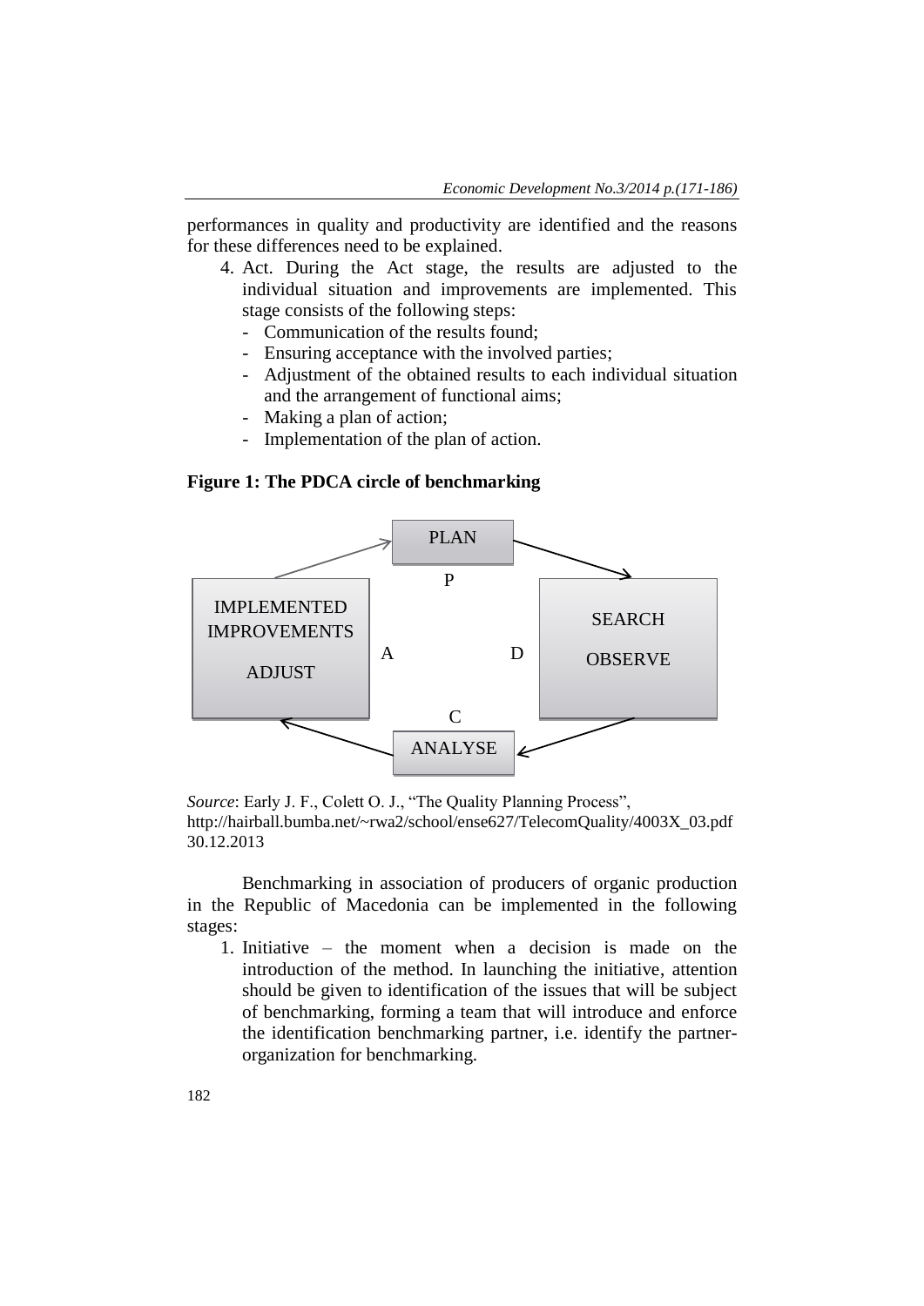performances in quality and productivity are identified and the reasons for these differences need to be explained.

4. Act. During the Act stage, the results are adjusted to the individual situation and improvements are implemented. This stage consists of the following steps:
   - Communication of the results found;
   - Ensuring acceptance with the involved parties;
   - Adjustment of the obtained results to each individual situation and the arrangement of functional aims;
   - Making a plan of action;
   - Implementation of the plan of action.

**Figure 1: The PDCA circle of benchmarking**

PLAN

P

IMPLEMENTED IMPROVEMENTS

ADJUST

A

D

SEARCH

OBSERVE

C

ANALYSE

*Source*: Early J. F., Colett O. J., "The Quality Planning Process", http://hairball.bumba.net/~rwa2/school/ense627/TelecomQuality/4003X_03.pdf 30.12.2013

Benchmarking in association of producers of organic production in the Republic of Macedonia can be implemented in the following stages:

1. Initiative – the moment when a decision is made on the introduction of the method. In launching the initiative, attention should be given to identification of the issues that will be subject of benchmarking, forming a team that will introduce and enforce the identification benchmarking partner, i.e. identify the partner-organization for benchmarking.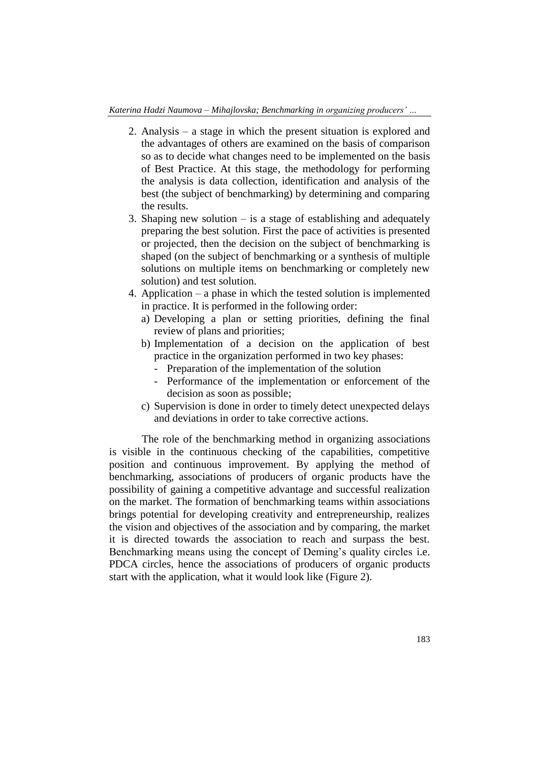2. Analysis – a stage in which the present situation is explored and the advantages of others are examined on the basis of comparison so as to decide what changes need to be implemented on the basis of Best Practice. At this stage, the methodology for performing the analysis is data collection, identification and analysis of the best (the subject of benchmarking) by determining and comparing the results.
3. Shaping new solution – is a stage of establishing and adequately preparing the best solution. First the pace of activities is presented or projected, then the decision on the subject of benchmarking is shaped (on the subject of benchmarking or a synthesis of multiple solutions on multiple items on benchmarking or completely new solution) and test solution.
4. Application – a phase in which the tested solution is implemented in practice. It is performed in the following order:
   a) Developing a plan or setting priorities, defining the final review of plans and priorities;
   b) Implementation of a decision on the application of best practice in the organization performed in two key phases:
      - Preparation of the implementation of the solution
      - Performance of the implementation or enforcement of the decision as soon as possible;
   c) Supervision is done in order to timely detect unexpected delays and deviations in order to take corrective actions.

The role of the benchmarking method in organizing associations is visible in the continuous checking of the capabilities, competitive position and continuous improvement. By applying the method of benchmarking, associations of producers of organic products have the possibility of gaining a competitive advantage and successful realization on the market. The formation of benchmarking teams within associations brings potential for developing creativity and entrepreneurship, realizes the vision and objectives of the association and by comparing, the market it is directed towards the association to reach and surpass the best. Benchmarking means using the concept of Deming's quality circles i.e. PDCA circles, hence the associations of producers of organic products start with the application, what it would look like (Figure 2).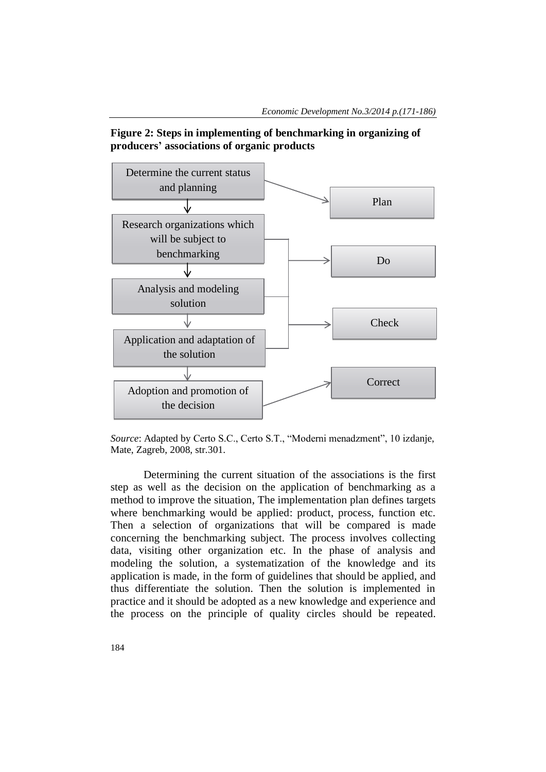**Figure 2: Steps in implementing of benchmarking in organizing of producers' associations of organic products**

Determine the current status and planning → Plan

Research organizations which will be subject to benchmarking → Do

Analysis and modeling solution → Check

Application and adaptation of the solution

Adoption and promotion of the decision → Correct

*Source*: Adapted by Certo S.C., Certo S.T., "Moderni menadzment", 10 izdanje, Mate, Zagreb, 2008, str.301.

Determining the current situation of the associations is the first step as well as the decision on the application of benchmarking as a method to improve the situation, The implementation plan defines targets where benchmarking would be applied: product, process, function etc. Then a selection of organizations that will be compared is made concerning the benchmarking subject. The process involves collecting data, visiting other organization etc. In the phase of analysis and modeling the solution, a systematization of the knowledge and its application is made, in the form of guidelines that should be applied, and thus differentiate the solution. Then the solution is implemented in practice and it should be adopted as a new knowledge and experience and the process on the principle of quality circles should be repeated.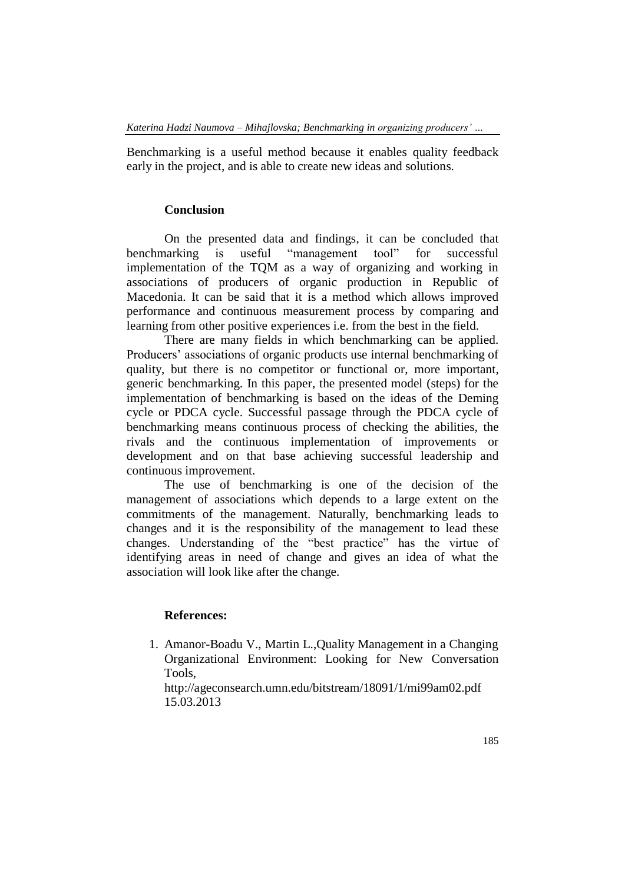Benchmarking is a useful method because it enables quality feedback early in the project, and is able to create new ideas and solutions.

## Conclusion

On the presented data and findings, it can be concluded that benchmarking is useful "management tool" for successful implementation of the TQM as a way of organizing and working in associations of producers of organic production in Republic of Macedonia. It can be said that it is a method which allows improved performance and continuous measurement process by comparing and learning from other positive experiences i.e. from the best in the field.

There are many fields in which benchmarking can be applied. Producers' associations of organic products use internal benchmarking of quality, but there is no competitor or functional or, more important, generic benchmarking. In this paper, the presented model (steps) for the implementation of benchmarking is based on the ideas of the Deming cycle or PDCA cycle. Successful passage through the PDCA cycle of benchmarking means continuous process of checking the abilities, the rivals and the continuous implementation of improvements or development and on that base achieving successful leadership and continuous improvement.

The use of benchmarking is one of the decision of the management of associations which depends to a large extent on the commitments of the management. Naturally, benchmarking leads to changes and it is the responsibility of the management to lead these changes. Understanding of the "best practice" has the virtue of identifying areas in need of change and gives an idea of what the association will look like after the change.

## References:

1. Amanor-Boadu V., Martin L.,Quality Management in a Changing Organizational Environment: Looking for New Conversation Tools, http://ageconsearch.umn.edu/bitstream/18091/1/mi99am02.pdf 15.03.2013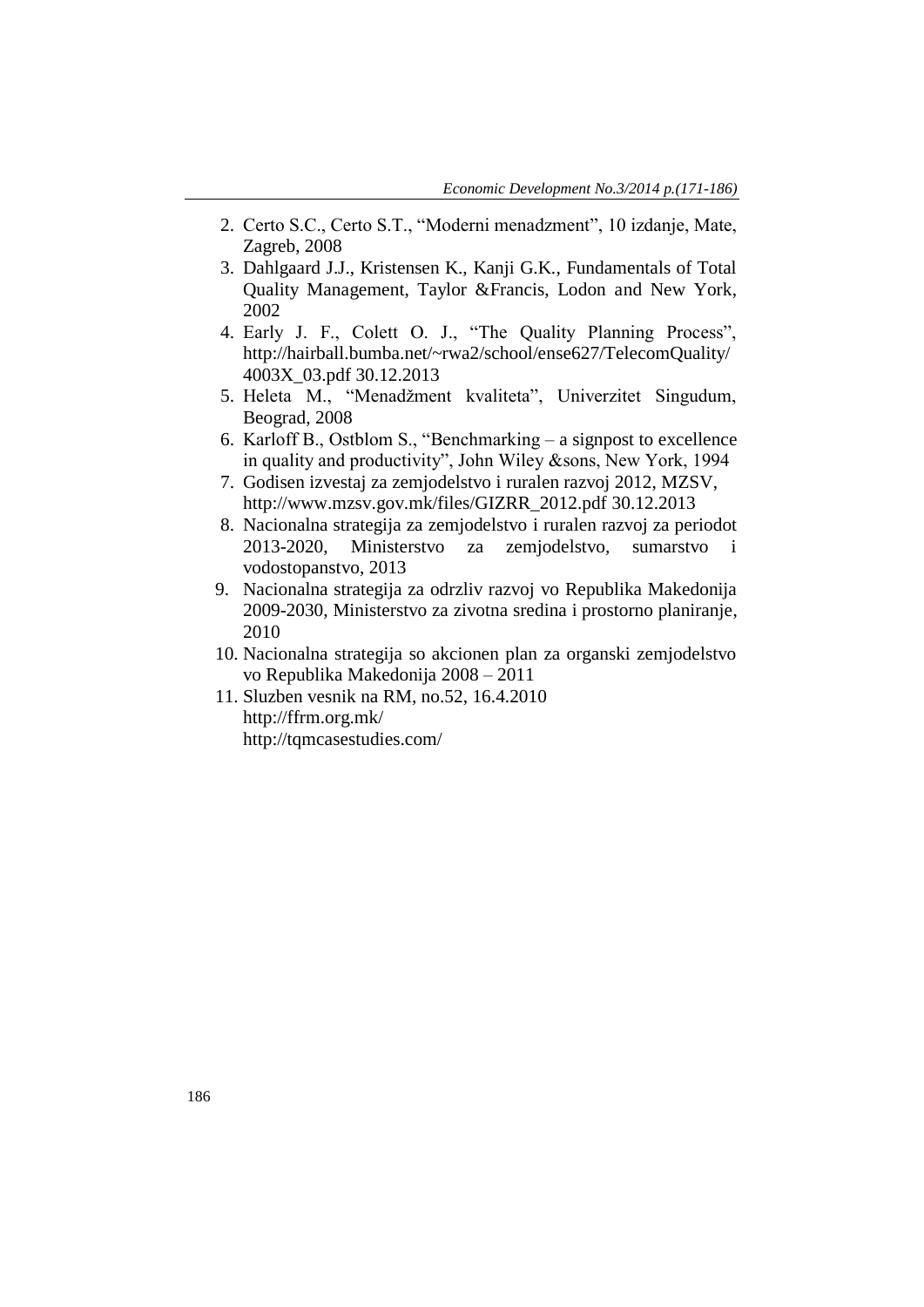2. Certo S.C., Certo S.T., "Moderni menadzment", 10 izdanje, Mate, Zagreb, 2008
3. Dahlgaard J.J., Kristensen K., Kanji G.K., Fundamentals of Total Quality Management, Taylor &Francis, Lodon and New York, 2002
4. Early J. F., Colett O. J., "The Quality Planning Process", http://hairball.bumba.net/~rwa2/school/ense627/TelecomQuality/4003X_03.pdf 30.12.2013
5. Heleta M., "Menadžment kvaliteta", Univerzitet Singudum, Beograd, 2008
6. Karloff B., Ostblom S., "Benchmarking – a signpost to excellence in quality and productivity", John Wiley &sons, New York, 1994
7. Godisen izvestaj za zemjodelstvo i ruralen razvoj 2012, MZSV, http://www.mzsv.gov.mk/files/GIZRR_2012.pdf 30.12.2013
8. Nacionalna strategija za zemjodelstvo i ruralen razvoj za periodot 2013-2020, Ministerstvo za zemjodelstvo, sumarstvo i vodostopanstvo, 2013
9. Nacionalna strategija za odrzliv razvoj vo Republika Makedonija 2009-2030, Ministerstvo za zivotna sredina i prostorno planiranje, 2010
10. Nacionalna strategija so akcionen plan za organski zemjodelstvo vo Republika Makedonija 2008 – 2011
11. Sluzben vesnik na RM, no.52, 16.4.2010
    http://ffrm.org.mk/
    http://tqmcasestudies.com/